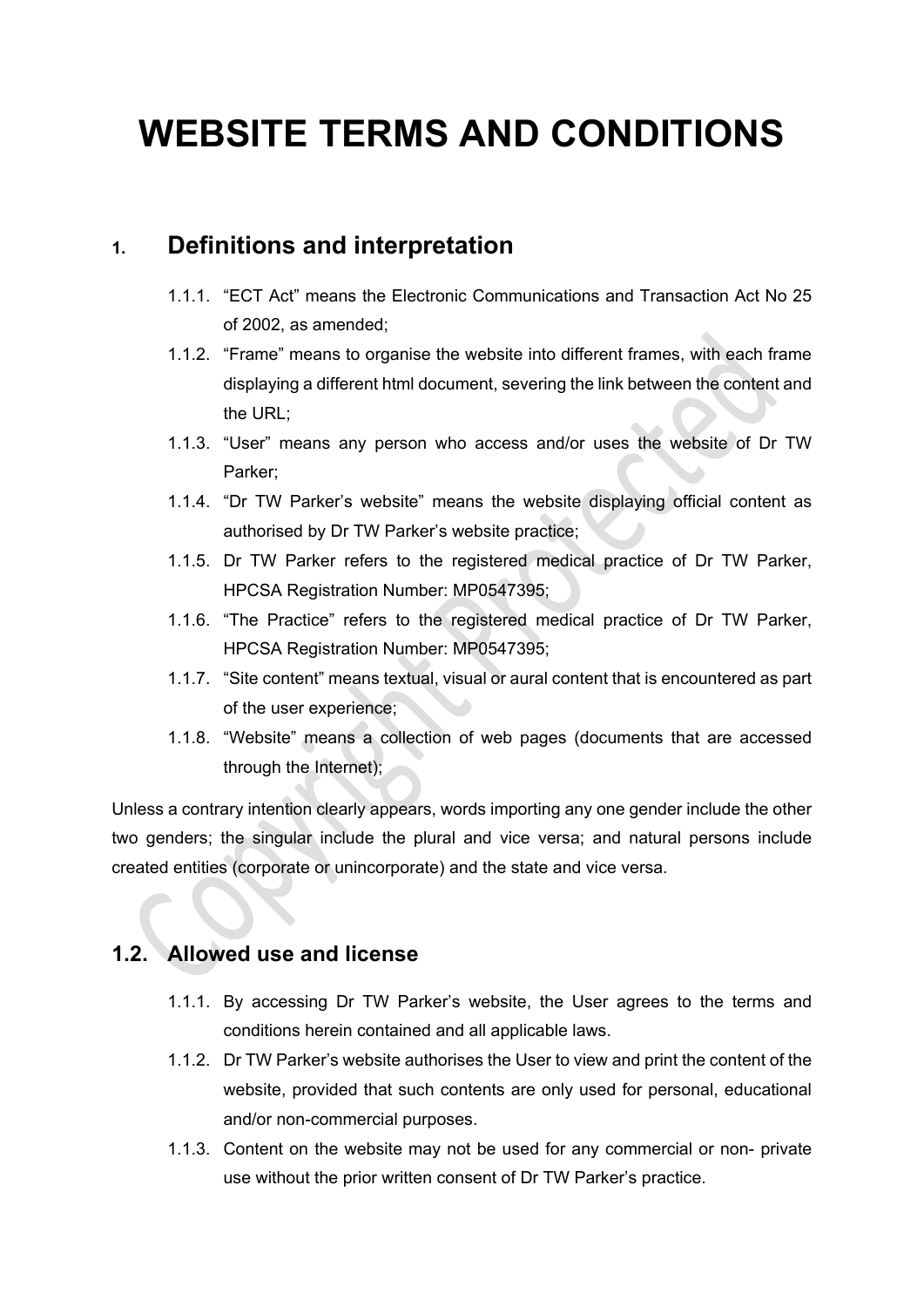# WEBSITE TERMS AND CONDITIONS

## 1. Definitions and interpretation

1.1.1. "ECT Act" means the Electronic Communications and Transaction Act No 25 of 2002, as amended;

1.1.2. "Frame" means to organise the website into different frames, with each frame displaying a different html document, severing the link between the content and the URL;

1.1.3. "User" means any person who access and/or uses the website of Dr TW Parker;

1.1.4. "Dr TW Parker's website" means the website displaying official content as authorised by Dr TW Parker's website practice;

1.1.5. Dr TW Parker refers to the registered medical practice of Dr TW Parker, HPCSA Registration Number: MP0547395;

1.1.6. "The Practice" refers to the registered medical practice of Dr TW Parker, HPCSA Registration Number: MP0547395;

1.1.7. "Site content" means textual, visual or aural content that is encountered as part of the user experience;

1.1.8. "Website" means a collection of web pages (documents that are accessed through the Internet);

Unless a contrary intention clearly appears, words importing any one gender include the other two genders; the singular include the plural and vice versa; and natural persons include created entities (corporate or unincorporate) and the state and vice versa.

## 1.2. Allowed use and license

1.1.1. By accessing Dr TW Parker's website, the User agrees to the terms and conditions herein contained and all applicable laws.

1.1.2. Dr TW Parker's website authorises the User to view and print the content of the website, provided that such contents are only used for personal, educational and/or non-commercial purposes.

1.1.3. Content on the website may not be used for any commercial or non- private use without the prior written consent of Dr TW Parker's practice.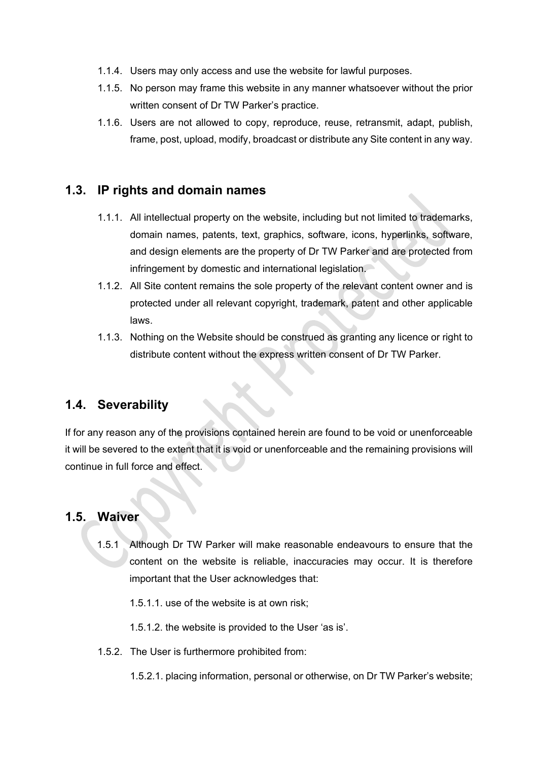1.1.4. Users may only access and use the website for lawful purposes.

1.1.5. No person may frame this website in any manner whatsoever without the prior written consent of Dr TW Parker's practice.

1.1.6. Users are not allowed to copy, reproduce, reuse, retransmit, adapt, publish, frame, post, upload, modify, broadcast or distribute any Site content in any way.

## 1.3. IP rights and domain names

1.1.1. All intellectual property on the website, including but not limited to trademarks, domain names, patents, text, graphics, software, icons, hyperlinks, software, and design elements are the property of Dr TW Parker and are protected from infringement by domestic and international legislation.

1.1.2. All Site content remains the sole property of the relevant content owner and is protected under all relevant copyright, trademark, patent and other applicable laws.

1.1.3. Nothing on the Website should be construed as granting any licence or right to distribute content without the express written consent of Dr TW Parker.

## 1.4. Severability

If for any reason any of the provisions contained herein are found to be void or unenforceable it will be severed to the extent that it is void or unenforceable and the remaining provisions will continue in full force and effect.

## 1.5. Waiver

1.5.1 Although Dr TW Parker will make reasonable endeavours to ensure that the content on the website is reliable, inaccuracies may occur. It is therefore important that the User acknowledges that:

1.5.1.1. use of the website is at own risk;

1.5.1.2. the website is provided to the User 'as is'.

1.5.2. The User is furthermore prohibited from:

1.5.2.1. placing information, personal or otherwise, on Dr TW Parker's website;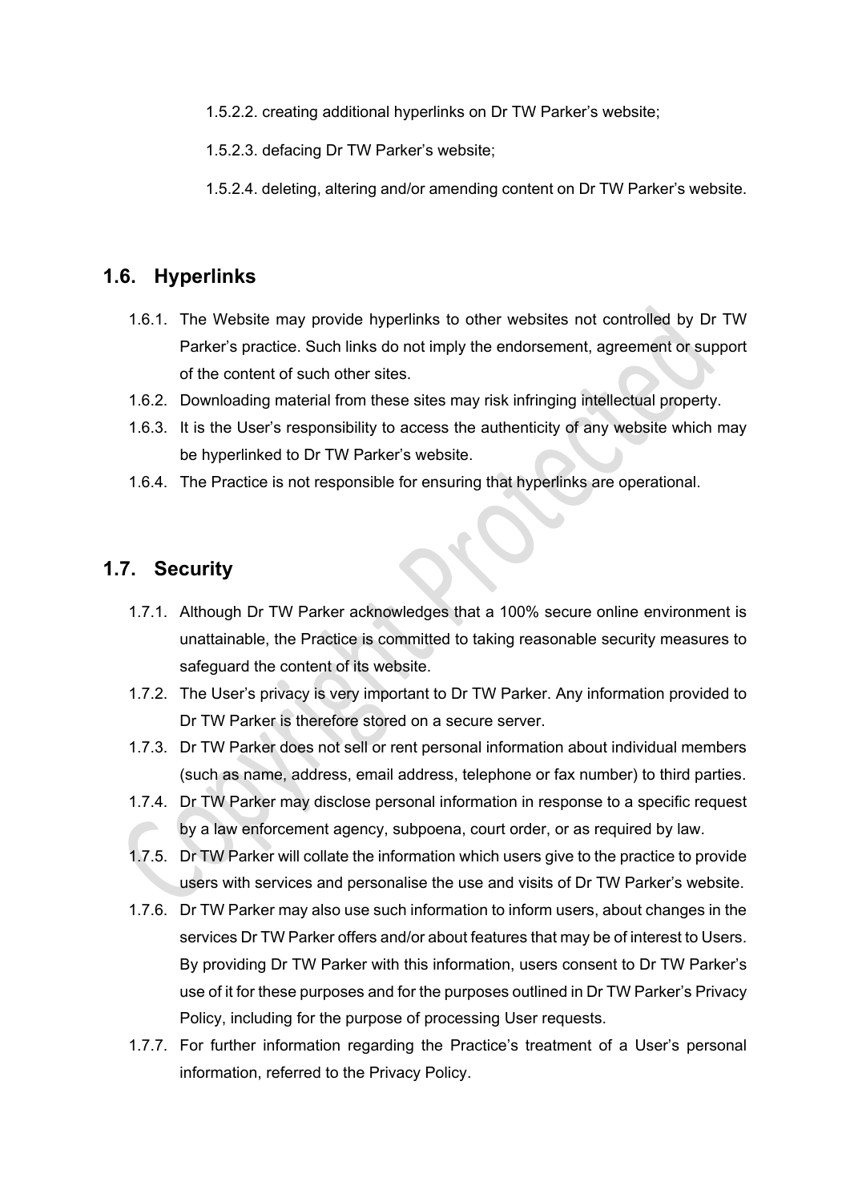1.5.2.2. creating additional hyperlinks on Dr TW Parker's website;

1.5.2.3. defacing Dr TW Parker's website;

1.5.2.4. deleting, altering and/or amending content on Dr TW Parker's website.

## 1.6. Hyperlinks

1.6.1. The Website may provide hyperlinks to other websites not controlled by Dr TW Parker's practice. Such links do not imply the endorsement, agreement or support of the content of such other sites.

1.6.2. Downloading material from these sites may risk infringing intellectual property.

1.6.3. It is the User's responsibility to access the authenticity of any website which may be hyperlinked to Dr TW Parker's website.

1.6.4. The Practice is not responsible for ensuring that hyperlinks are operational.

## 1.7. Security

1.7.1. Although Dr TW Parker acknowledges that a 100% secure online environment is unattainable, the Practice is committed to taking reasonable security measures to safeguard the content of its website.

1.7.2. The User's privacy is very important to Dr TW Parker. Any information provided to Dr TW Parker is therefore stored on a secure server.

1.7.3. Dr TW Parker does not sell or rent personal information about individual members (such as name, address, email address, telephone or fax number) to third parties.

1.7.4. Dr TW Parker may disclose personal information in response to a specific request by a law enforcement agency, subpoena, court order, or as required by law.

1.7.5. Dr TW Parker will collate the information which users give to the practice to provide users with services and personalise the use and visits of Dr TW Parker's website.

1.7.6. Dr TW Parker may also use such information to inform users, about changes in the services Dr TW Parker offers and/or about features that may be of interest to Users. By providing Dr TW Parker with this information, users consent to Dr TW Parker's use of it for these purposes and for the purposes outlined in Dr TW Parker's Privacy Policy, including for the purpose of processing User requests.

1.7.7. For further information regarding the Practice's treatment of a User's personal information, referred to the Privacy Policy.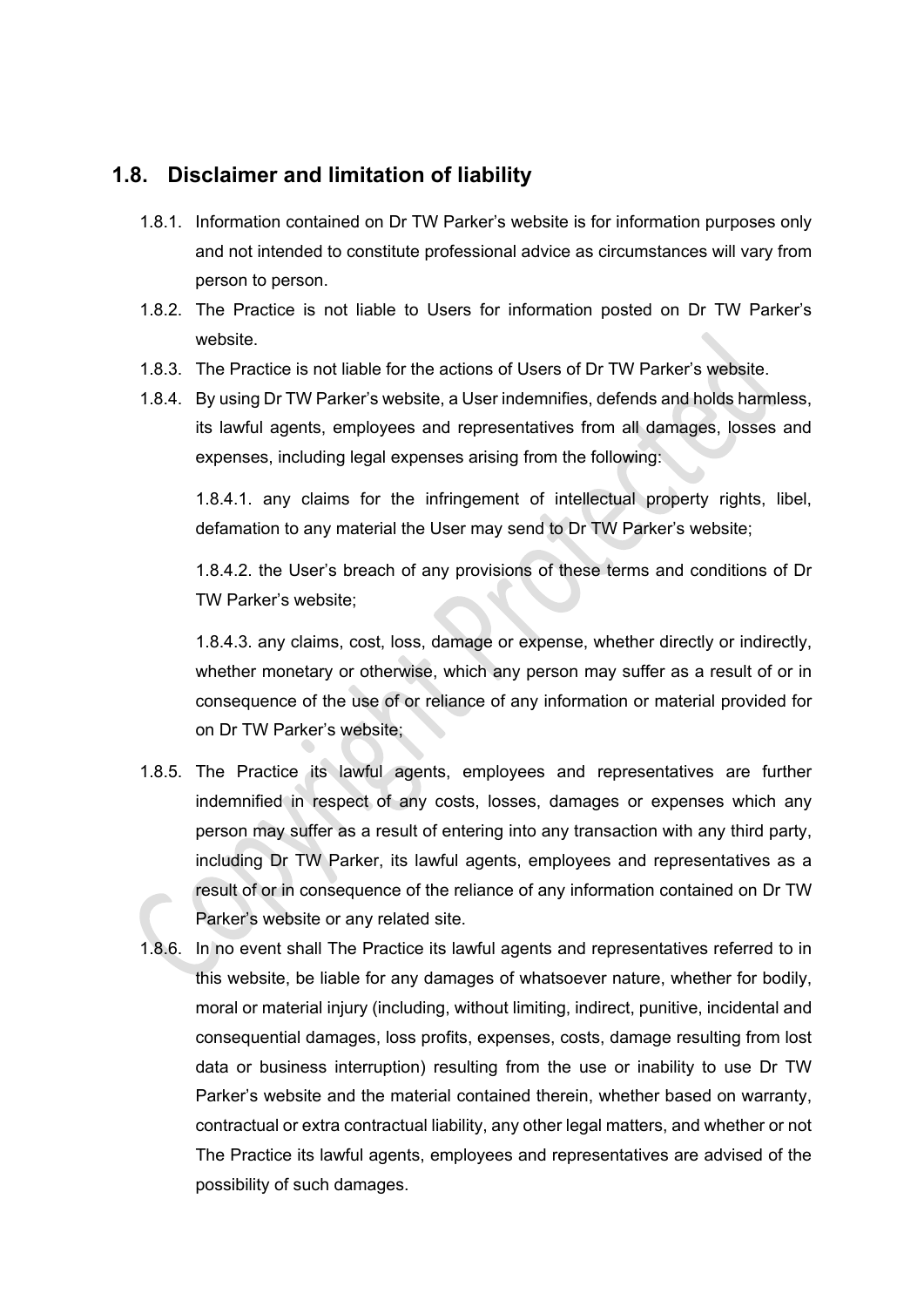## 1.8. Disclaimer and limitation of liability

1.8.1. Information contained on Dr TW Parker's website is for information purposes only and not intended to constitute professional advice as circumstances will vary from person to person.

1.8.2. The Practice is not liable to Users for information posted on Dr TW Parker's website.

1.8.3. The Practice is not liable for the actions of Users of Dr TW Parker's website.

1.8.4. By using Dr TW Parker's website, a User indemnifies, defends and holds harmless, its lawful agents, employees and representatives from all damages, losses and expenses, including legal expenses arising from the following:

1.8.4.1. any claims for the infringement of intellectual property rights, libel, defamation to any material the User may send to Dr TW Parker's website;

1.8.4.2. the User's breach of any provisions of these terms and conditions of Dr TW Parker's website;

1.8.4.3. any claims, cost, loss, damage or expense, whether directly or indirectly, whether monetary or otherwise, which any person may suffer as a result of or in consequence of the use of or reliance of any information or material provided for on Dr TW Parker's website;

1.8.5. The Practice its lawful agents, employees and representatives are further indemnified in respect of any costs, losses, damages or expenses which any person may suffer as a result of entering into any transaction with any third party, including Dr TW Parker, its lawful agents, employees and representatives as a result of or in consequence of the reliance of any information contained on Dr TW Parker's website or any related site.

1.8.6. In no event shall The Practice its lawful agents and representatives referred to in this website, be liable for any damages of whatsoever nature, whether for bodily, moral or material injury (including, without limiting, indirect, punitive, incidental and consequential damages, loss profits, expenses, costs, damage resulting from lost data or business interruption) resulting from the use or inability to use Dr TW Parker's website and the material contained therein, whether based on warranty, contractual or extra contractual liability, any other legal matters, and whether or not The Practice its lawful agents, employees and representatives are advised of the possibility of such damages.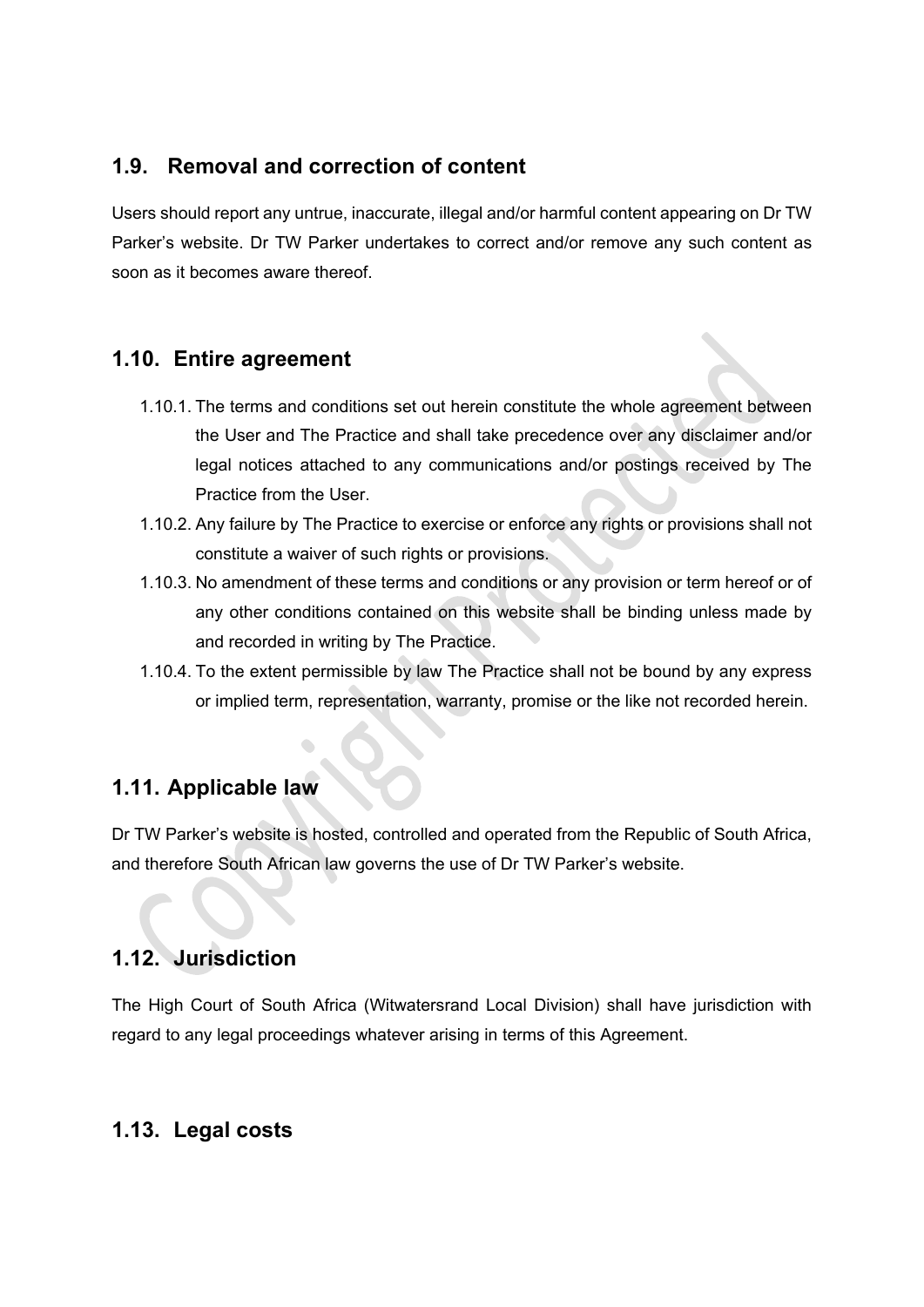## 1.9. Removal and correction of content

Users should report any untrue, inaccurate, illegal and/or harmful content appearing on Dr TW Parker's website. Dr TW Parker undertakes to correct and/or remove any such content as soon as it becomes aware thereof.

## 1.10. Entire agreement

1.10.1. The terms and conditions set out herein constitute the whole agreement between the User and The Practice and shall take precedence over any disclaimer and/or legal notices attached to any communications and/or postings received by The Practice from the User.

1.10.2. Any failure by The Practice to exercise or enforce any rights or provisions shall not constitute a waiver of such rights or provisions.

1.10.3. No amendment of these terms and conditions or any provision or term hereof or of any other conditions contained on this website shall be binding unless made by and recorded in writing by The Practice.

1.10.4. To the extent permissible by law The Practice shall not be bound by any express or implied term, representation, warranty, promise or the like not recorded herein.

## 1.11. Applicable law

Dr TW Parker's website is hosted, controlled and operated from the Republic of South Africa, and therefore South African law governs the use of Dr TW Parker's website.

## 1.12. Jurisdiction

The High Court of South Africa (Witwatersrand Local Division) shall have jurisdiction with regard to any legal proceedings whatever arising in terms of this Agreement.

## 1.13. Legal costs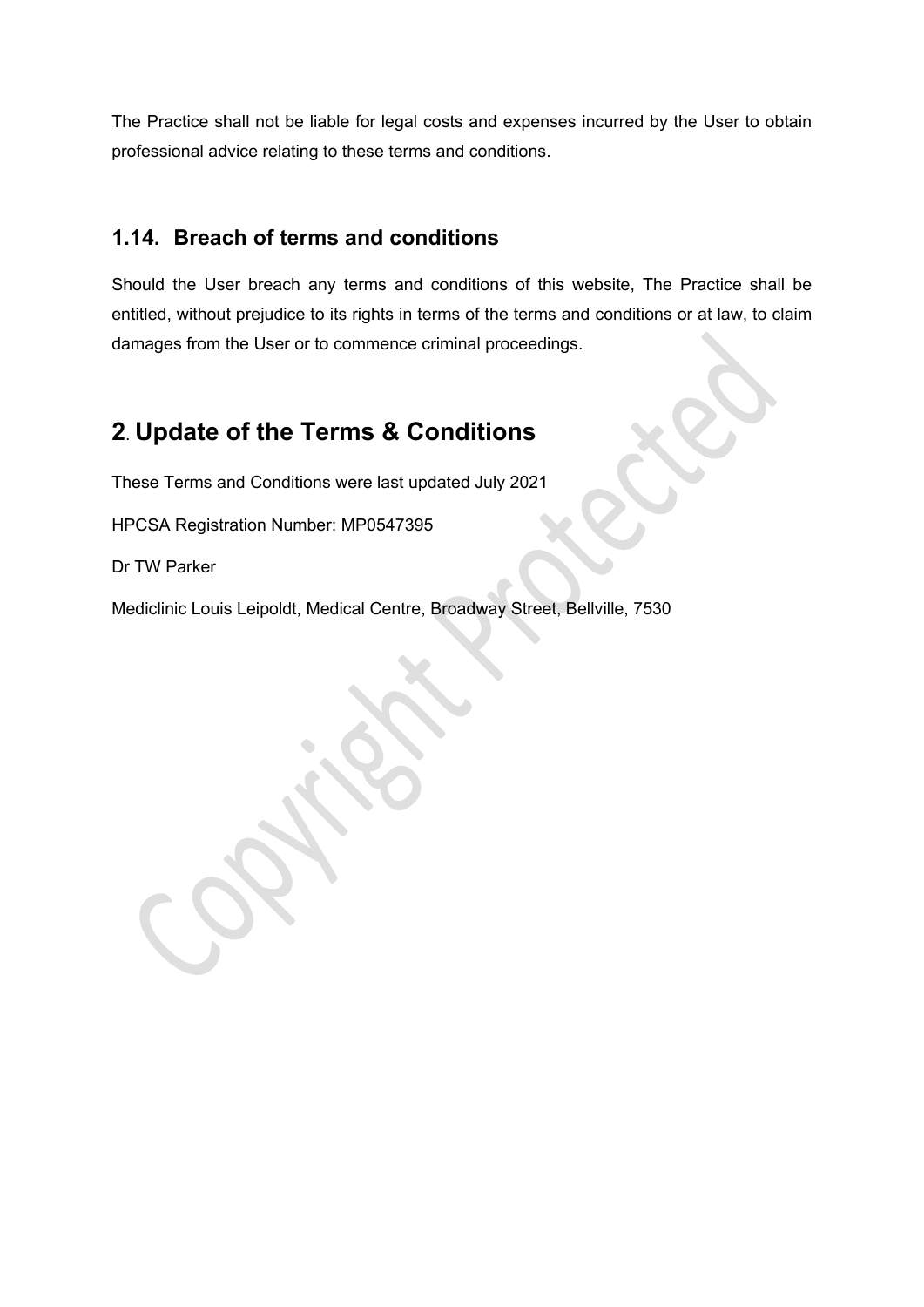The Practice shall not be liable for legal costs and expenses incurred by the User to obtain professional advice relating to these terms and conditions.

### 1.14. Breach of terms and conditions

Should the User breach any terms and conditions of this website, The Practice shall be entitled, without prejudice to its rights in terms of the terms and conditions or at law, to claim damages from the User or to commence criminal proceedings.

## 2. Update of the Terms & Conditions

These Terms and Conditions were last updated July 2021

HPCSA Registration Number: MP0547395

Dr TW Parker

Mediclinic Louis Leipoldt, Medical Centre, Broadway Street, Bellville, 7530